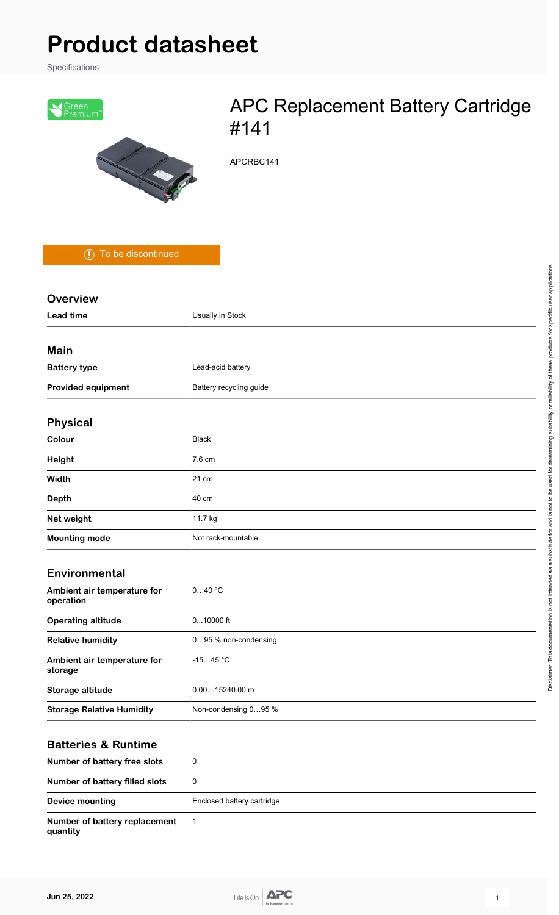# Product datasheet

Specifications

Green Premium™

## APC Replacement Battery Cartridge #141

APCRBC141

To be discontinued

### Overview

| | |
|---|---|
| **Lead time** | Usually in Stock |

### Main

| | |
|---|---|
| **Battery type** | Lead-acid battery |
| **Provided equipment** | Battery recycling guide |

### Physical

| | |
|---|---|
| **Colour** | Black |
| **Height** | 7.6 cm |
| **Width** | 21 cm |
| **Depth** | 40 cm |
| **Net weight** | 11.7 kg |
| **Mounting mode** | Not rack-mountable |

### Environmental

| | |
|---|---|
| **Ambient air temperature for operation** | 0…40 °C |
| **Operating altitude** | 0...10000 ft |
| **Relative humidity** | 0…95 % non-condensing |
| **Ambient air temperature for storage** | -15…45 °C |
| **Storage altitude** | 0.00…15240.00 m |
| **Storage Relative Humidity** | Non-condensing 0…95 % |

### Batteries & Runtime

| | |
|---|---|
| **Number of battery free slots** | 0 |
| **Number of battery filled slots** | 0 |
| **Device mounting** | Enclosed battery cartridge |
| **Number of battery replacement quantity** | 1 |

Disclaimer: This documentation is not intended as a substitute for and is not to be used for determining suitability or reliability of these products for specific user applications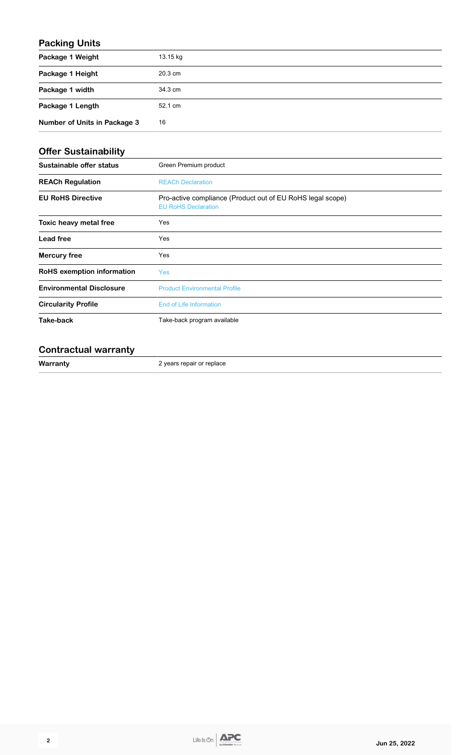## Packing Units

| | |
|---|---|
| **Package 1 Weight** | 13.15 kg |
| **Package 1 Height** | 20.3 cm |
| **Package 1 width** | 34.3 cm |
| **Package 1 Length** | 52.1 cm |
| **Number of Units in Package 3** | 16 |

## Offer Sustainability

| | |
|---|---|
| **Sustainable offer status** | Green Premium product |
| **REACh Regulation** | REACh Declaration |
| **EU RoHS Directive** | Pro-active compliance (Product out of EU RoHS legal scope)<br>EU RoHS Declaration |
| **Toxic heavy metal free** | Yes |
| **Lead free** | Yes |
| **Mercury free** | Yes |
| **RoHS exemption information** | Yes |
| **Environmental Disclosure** | Product Environmental Profile |
| **Circularity Profile** | End of Life Information |
| **Take-back** | Take-back program available |

## Contractual warranty

| | |
|---|---|
| **Warranty** | 2 years repair or replace |